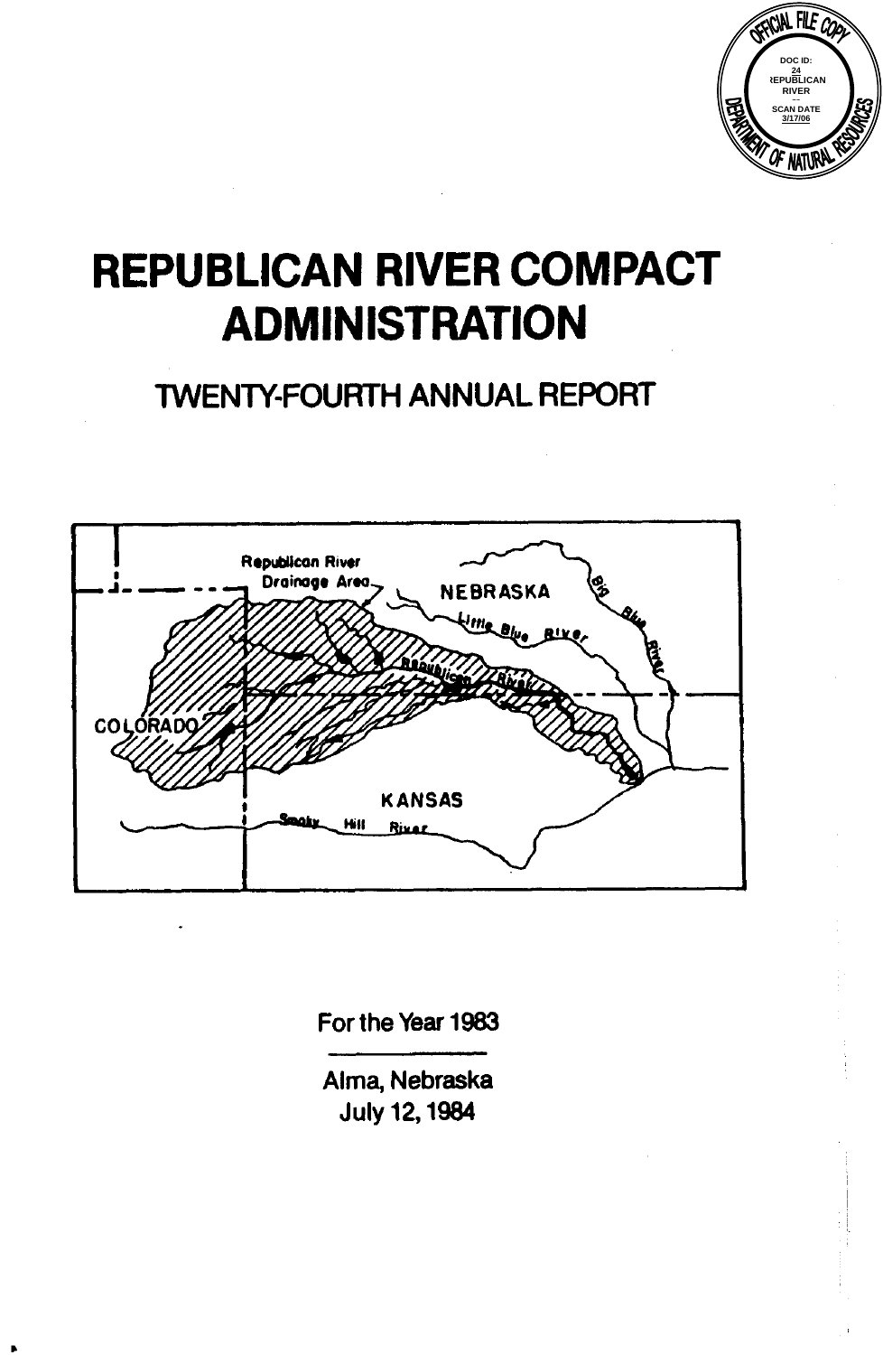# REPUBLICAN RIVER COMPACT ADMINISTRATION

## TWENTY-FOURTH ANNUAL REPORT

For the Year 1983

Alma, Nebraska
July 12, 1984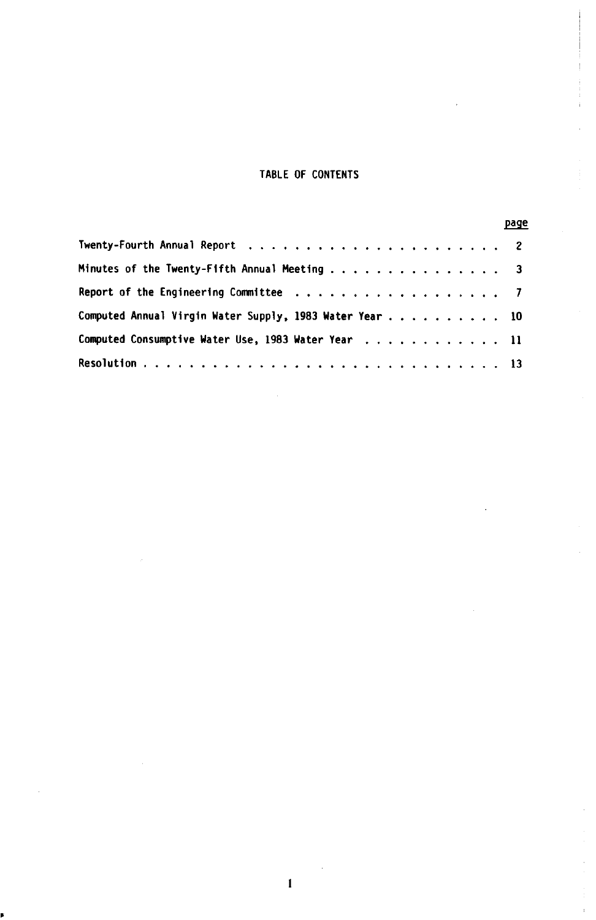# TABLE OF CONTENTS

| | page |
|---|---|
| Twenty-Fourth Annual Report | 2 |
| Minutes of the Twenty-Fifth Annual Meeting | 3 |
| Report of the Engineering Committee | 7 |
| Computed Annual Virgin Water Supply, 1983 Water Year | 10 |
| Computed Consumptive Water Use, 1983 Water Year | 11 |
| Resolution | 13 |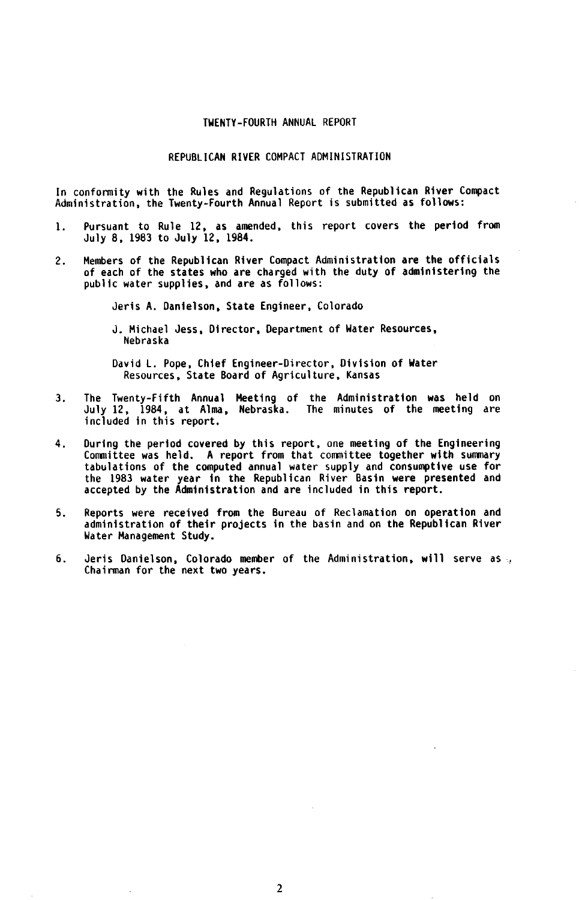# TWENTY-FOURTH ANNUAL REPORT

## REPUBLICAN RIVER COMPACT ADMINISTRATION

In conformity with the Rules and Regulations of the Republican River Compact Administration, the Twenty-Fourth Annual Report is submitted as follows:

1. Pursuant to Rule 12, as amended, this report covers the period from July 8, 1983 to July 12, 1984.

2. Members of the Republican River Compact Administration are the officials of each of the states who are charged with the duty of administering the public water supplies, and are as follows:

   Jeris A. Danielson, State Engineer, Colorado

   J. Michael Jess, Director, Department of Water Resources, Nebraska

   David L. Pope, Chief Engineer-Director, Division of Water Resources, State Board of Agriculture, Kansas

3. The Twenty-Fifth Annual Meeting of the Administration was held on July 12, 1984, at Alma, Nebraska. The minutes of the meeting are included in this report.

4. During the period covered by this report, one meeting of the Engineering Committee was held. A report from that committee together with summary tabulations of the computed annual water supply and consumptive use for the 1983 water year in the Republican River Basin were presented and accepted by the Administration and are included in this report.

5. Reports were received from the Bureau of Reclamation on operation and administration of their projects in the basin and on the Republican River Water Management Study.

6. Jeris Danielson, Colorado member of the Administration, will serve as Chairman for the next two years.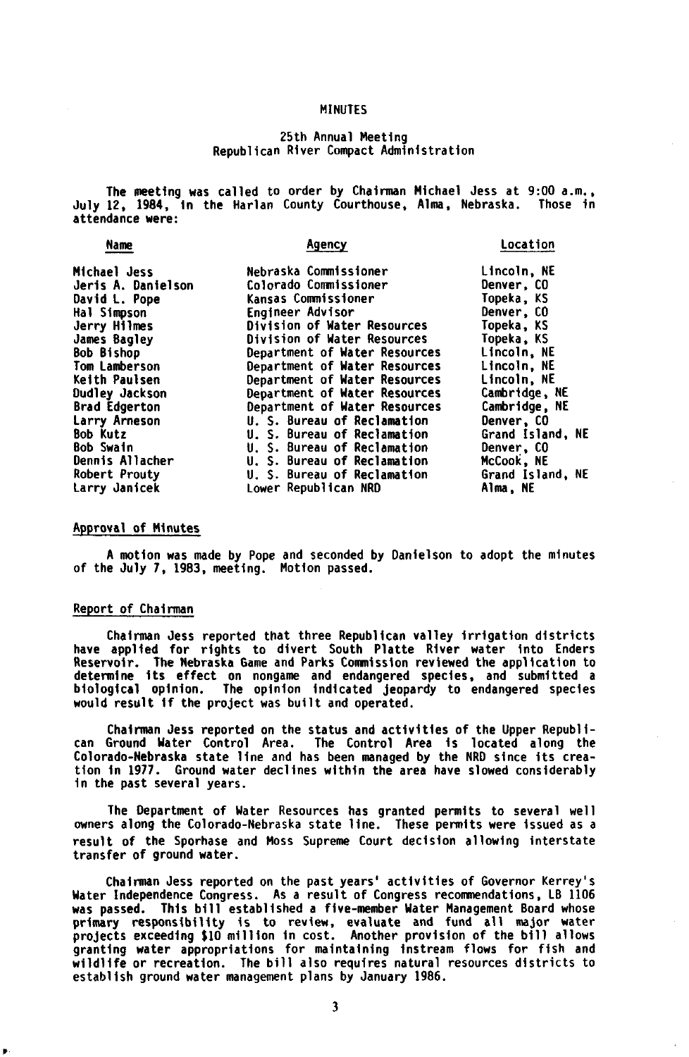# MINUTES

## 25th Annual Meeting
## Republican River Compact Administration

The meeting was called to order by Chairman Michael Jess at 9:00 a.m., July 12, 1984, in the Harlan County Courthouse, Alma, Nebraska. Those in attendance were:

| Name | Agency | Location |
|---|---|---|
| Michael Jess | Nebraska Commissioner | Lincoln, NE |
| Jeris A. Danielson | Colorado Commissioner | Denver, CO |
| David L. Pope | Kansas Commissioner | Topeka, KS |
| Hal Simpson | Engineer Advisor | Denver, CO |
| Jerry Hilmes | Division of Water Resources | Topeka, KS |
| James Bagley | Division of Water Resources | Topeka, KS |
| Bob Bishop | Department of Water Resources | Lincoln, NE |
| Tom Lamberson | Department of Water Resources | Lincoln, NE |
| Keith Paulsen | Department of Water Resources | Lincoln, NE |
| Dudley Jackson | Department of Water Resources | Cambridge, NE |
| Brad Edgerton | Department of Water Resources | Cambridge, NE |
| Larry Arneson | U. S. Bureau of Reclamation | Denver, CO |
| Bob Kutz | U. S. Bureau of Reclamation | Grand Island, NE |
| Bob Swain | U. S. Bureau of Reclamation | Denver, CO |
| Dennis Allacher | U. S. Bureau of Reclamation | McCook, NE |
| Robert Prouty | U. S. Bureau of Reclamation | Grand Island, NE |
| Larry Janicek | Lower Republican NRD | Alma, NE |

### Approval of Minutes

A motion was made by Pope and seconded by Danielson to adopt the minutes of the July 7, 1983, meeting. Motion passed.

### Report of Chairman

Chairman Jess reported that three Republican valley irrigation districts have applied for rights to divert South Platte River water into Enders Reservoir. The Nebraska Game and Parks Commission reviewed the application to determine its effect on nongame and endangered species, and submitted a biological opinion. The opinion indicated jeopardy to endangered species would result if the project was built and operated.

Chairman Jess reported on the status and activities of the Upper Republican Ground Water Control Area. The Control Area is located along the Colorado-Nebraska state line and has been managed by the NRD since its creation in 1977. Ground water declines within the area have slowed considerably in the past several years.

The Department of Water Resources has granted permits to several well owners along the Colorado-Nebraska state line. These permits were issued as a result of the Sporhase and Moss Supreme Court decision allowing interstate transfer of ground water.

Chairman Jess reported on the past years' activities of Governor Kerrey's Water Independence Congress. As a result of Congress recommendations, LB 1106 was passed. This bill established a five-member Water Management Board whose primary responsibility is to review, evaluate and fund all major water projects exceeding $10 million in cost. Another provision of the bill allows granting water appropriations for maintaining instream flows for fish and wildlife or recreation. The bill also requires natural resources districts to establish ground water management plans by January 1986.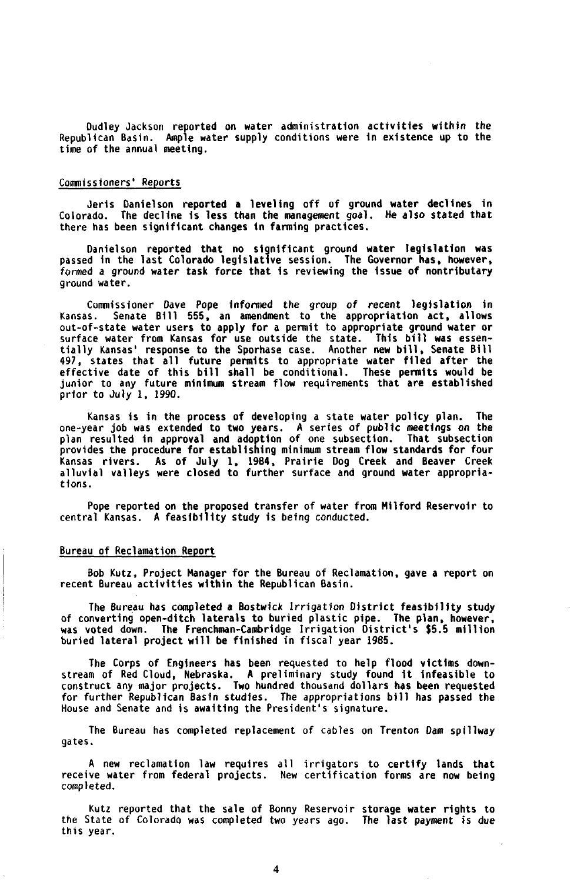Dudley Jackson reported on water administration activities within the Republican Basin. Ample water supply conditions were in existence up to the time of the annual meeting.

## Commissioners' Reports

Jeris Danielson reported a leveling off of ground water declines in Colorado. The decline is less than the management goal. He also stated that there has been significant changes in farming practices.

Danielson reported that no significant ground water legislation was passed in the last Colorado legislative session. The Governor has, however, formed a ground water task force that is reviewing the issue of nontributary ground water.

Commissioner Dave Pope informed the group of recent legislation in Kansas. Senate Bill 555, an amendment to the appropriation act, allows out-of-state water users to apply for a permit to appropriate ground water or surface water from Kansas for use outside the state. This bill was essentially Kansas' response to the Sporhase case. Another new bill, Senate Bill 497, states that all future permits to appropriate water filed after the effective date of this bill shall be conditional. These permits would be junior to any future minimum stream flow requirements that are established prior to July 1, 1990.

Kansas is in the process of developing a state water policy plan. The one-year job was extended to two years. A series of public meetings on the plan resulted in approval and adoption of one subsection. That subsection provides the procedure for establishing minimum stream flow standards for four Kansas rivers. As of July 1, 1984, Prairie Dog Creek and Beaver Creek alluvial valleys were closed to further surface and ground water appropriations.

Pope reported on the proposed transfer of water from Milford Reservoir to central Kansas. A feasibility study is being conducted.

## Bureau of Reclamation Report

Bob Kutz, Project Manager for the Bureau of Reclamation, gave a report on recent Bureau activities within the Republican Basin.

The Bureau has completed a Bostwick Irrigation District feasibility study of converting open-ditch laterals to buried plastic pipe. The plan, however, was voted down. The Frenchman-Cambridge Irrigation District's $5.5 million buried lateral project will be finished in fiscal year 1985.

The Corps of Engineers has been requested to help flood victims downstream of Red Cloud, Nebraska. A preliminary study found it infeasible to construct any major projects. Two hundred thousand dollars has been requested for further Republican Basin studies. The appropriations bill has passed the House and Senate and is awaiting the President's signature.

The Bureau has completed replacement of cables on Trenton Dam spillway gates.

A new reclamation law requires all irrigators to certify lands that receive water from federal projects. New certification forms are now being completed.

Kutz reported that the sale of Bonny Reservoir storage water rights to the State of Colorado was completed two years ago. The last payment is due this year.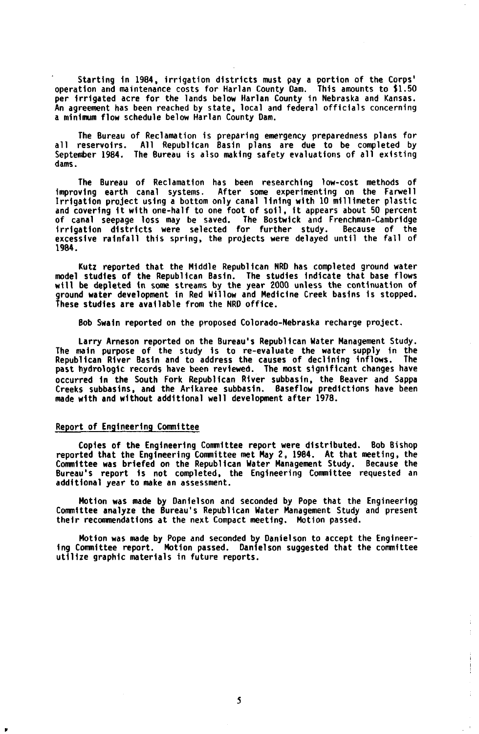Starting in 1984, irrigation districts must pay a portion of the Corps' operation and maintenance costs for Harlan County Dam. This amounts to $1.50 per irrigated acre for the lands below Harlan County in Nebraska and Kansas. An agreement has been reached by state, local and federal officials concerning a minimum flow schedule below Harlan County Dam.

The Bureau of Reclamation is preparing emergency preparedness plans for all reservoirs. All Republican Basin plans are due to be completed by September 1984. The Bureau is also making safety evaluations of all existing dams.

The Bureau of Reclamation has been researching low-cost methods of improving earth canal systems. After some experimenting on the Farwell Irrigation project using a bottom only canal lining with 10 millimeter plastic and covering it with one-half to one foot of soil, it appears about 50 percent of canal seepage loss may be saved. The Bostwick and Frenchman-Cambridge irrigation districts were selected for further study. Because of the excessive rainfall this spring, the projects were delayed until the fall of 1984.

Kutz reported that the Middle Republican NRD has completed ground water model studies of the Republican Basin. The studies indicate that base flows will be depleted in some streams by the year 2000 unless the continuation of ground water development in Red Willow and Medicine Creek basins is stopped. These studies are available from the NRD office.

Bob Swain reported on the proposed Colorado-Nebraska recharge project.

Larry Arneson reported on the Bureau's Republican Water Management Study. The main purpose of the study is to re-evaluate the water supply in the Republican River Basin and to address the causes of declining inflows. The past hydrologic records have been reviewed. The most significant changes have occurred in the South Fork Republican River subbasin, the Beaver and Sappa Creeks subbasins, and the Arikaree subbasin. Baseflow predictions have been made with and without additional well development after 1978.

## Report of Engineering Committee

Copies of the Engineering Committee report were distributed. Bob Bishop reported that the Engineering Committee met May 2, 1984. At that meeting, the Committee was briefed on the Republican Water Management Study. Because the Bureau's report is not completed, the Engineering Committee requested an additional year to make an assessment.

Motion was made by Danielson and seconded by Pope that the Engineering Committee analyze the Bureau's Republican Water Management Study and present their recommendations at the next Compact meeting. Motion passed.

Motion was made by Pope and seconded by Danielson to accept the Engineering Committee report. Motion passed. Danielson suggested that the committee utilize graphic materials in future reports.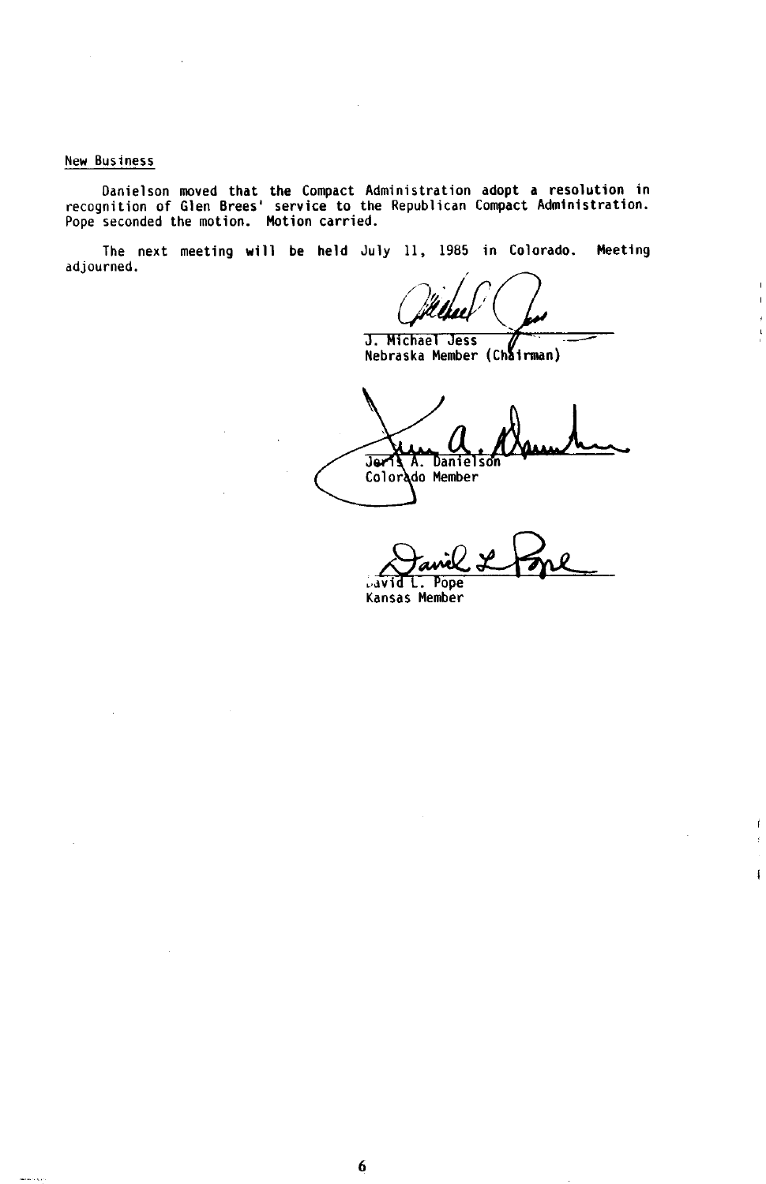New Business

Danielson moved that the Compact Administration adopt a resolution in recognition of Glen Brees' service to the Republican Compact Administration. Pope seconded the motion. Motion carried.

The next meeting will be held July 11, 1985 in Colorado. Meeting adjourned.

J. Michael Jess
Nebraska Member (Chairman)

Jeris A. Danielson
Colorado Member

David L. Pope
Kansas Member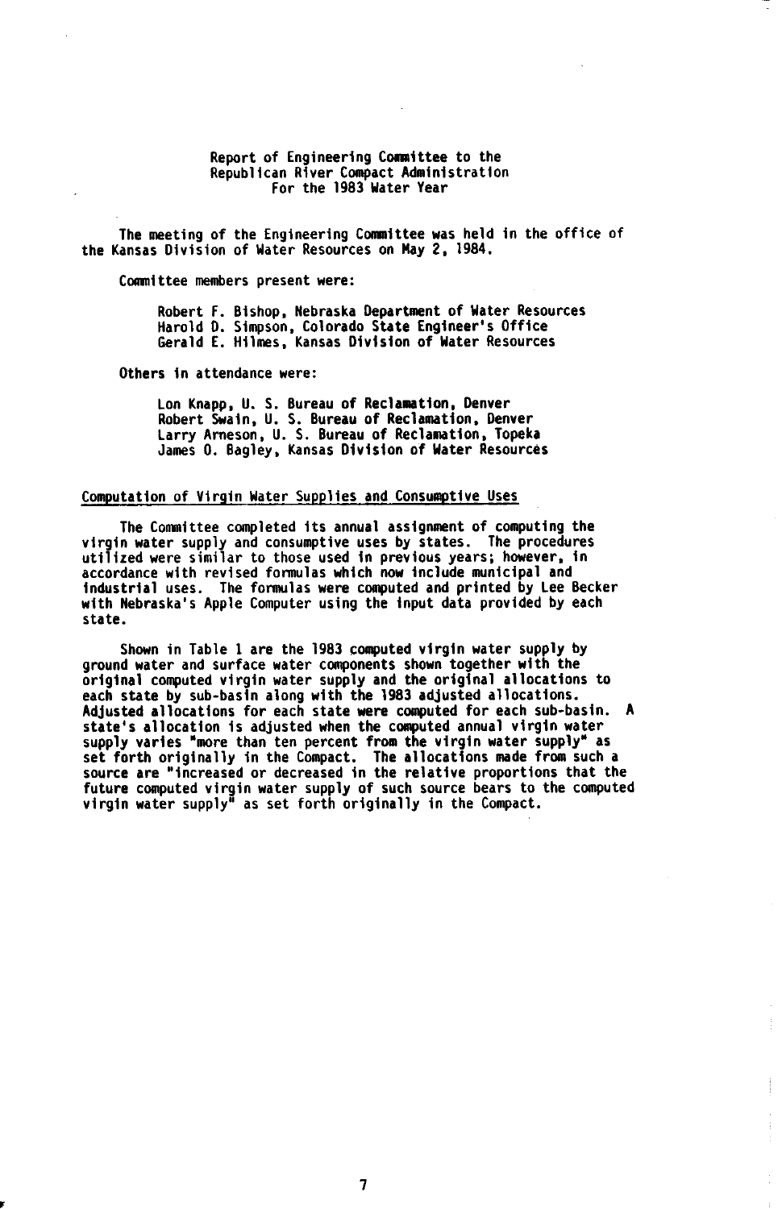# Report of Engineering Committee to the Republican River Compact Administration For the 1983 Water Year

The meeting of the Engineering Committee was held in the office of the Kansas Division of Water Resources on May 2, 1984.

Committee members present were:

Robert F. Bishop, Nebraska Department of Water Resources
Harold D. Simpson, Colorado State Engineer's Office
Gerald E. Hilmes, Kansas Division of Water Resources

Others in attendance were:

Lon Knapp, U. S. Bureau of Reclamation, Denver
Robert Swain, U. S. Bureau of Reclamation, Denver
Larry Arneson, U. S. Bureau of Reclamation, Topeka
James O. Bagley, Kansas Division of Water Resources

## Computation of Virgin Water Supplies and Consumptive Uses

The Committee completed its annual assignment of computing the virgin water supply and consumptive uses by states. The procedures utilized were similar to those used in previous years; however, in accordance with revised formulas which now include municipal and industrial uses. The formulas were computed and printed by Lee Becker with Nebraska's Apple Computer using the input data provided by each state.

Shown in Table 1 are the 1983 computed virgin water supply by ground water and surface water components shown together with the original computed virgin water supply and the original allocations to each state by sub-basin along with the 1983 adjusted allocations. Adjusted allocations for each state were computed for each sub-basin. A state's allocation is adjusted when the computed annual virgin water supply varies "more than ten percent from the virgin water supply" as set forth originally in the Compact. The allocations made from such a source are "increased or decreased in the relative proportions that the future computed virgin water supply of such source bears to the computed virgin water supply" as set forth originally in the Compact.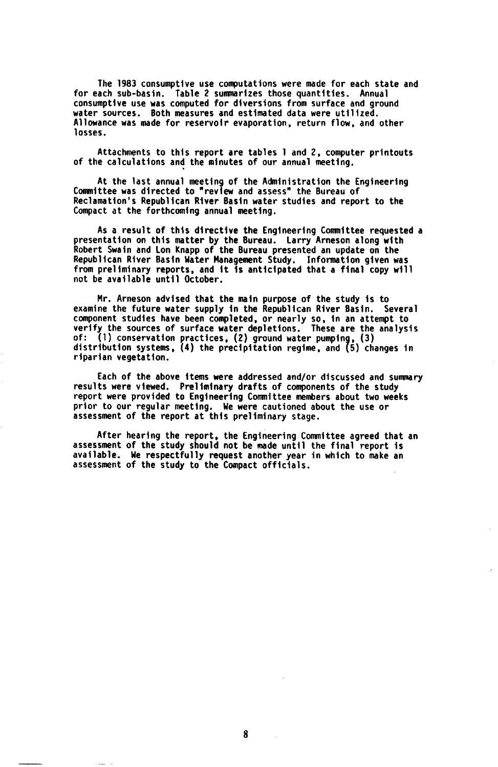The 1983 consumptive use computations were made for each state and for each sub-basin. Table 2 summarizes those quantities. Annual consumptive use was computed for diversions from surface and ground water sources. Both measures and estimated data were utilized. Allowance was made for reservoir evaporation, return flow, and other losses.

Attachments to this report are tables 1 and 2, computer printouts of the calculations and the minutes of our annual meeting.

At the last annual meeting of the Administration the Engineering Committee was directed to "review and assess" the Bureau of Reclamation's Republican River Basin water studies and report to the Compact at the forthcoming annual meeting.

As a result of this directive the Engineering Committee requested a presentation on this matter by the Bureau. Larry Arneson along with Robert Swain and Lon Knapp of the Bureau presented an update on the Republican River Basin Water Management Study. Information given was from preliminary reports, and it is anticipated that a final copy will not be available until October.

Mr. Arneson advised that the main purpose of the study is to examine the future water supply in the Republican River Basin. Several component studies have been completed, or nearly so, in an attempt to verify the sources of surface water depletions. These are the analysis of: (1) conservation practices, (2) ground water pumping, (3) distribution systems, (4) the precipitation regime, and (5) changes in riparian vegetation.

Each of the above items were addressed and/or discussed and summary results were viewed. Preliminary drafts of components of the study report were provided to Engineering Committee members about two weeks prior to our regular meeting. We were cautioned about the use or assessment of the report at this preliminary stage.

After hearing the report, the Engineering Committee agreed that an assessment of the study should not be made until the final report is available. We respectfully request another year in which to make an assessment of the study to the Compact officials.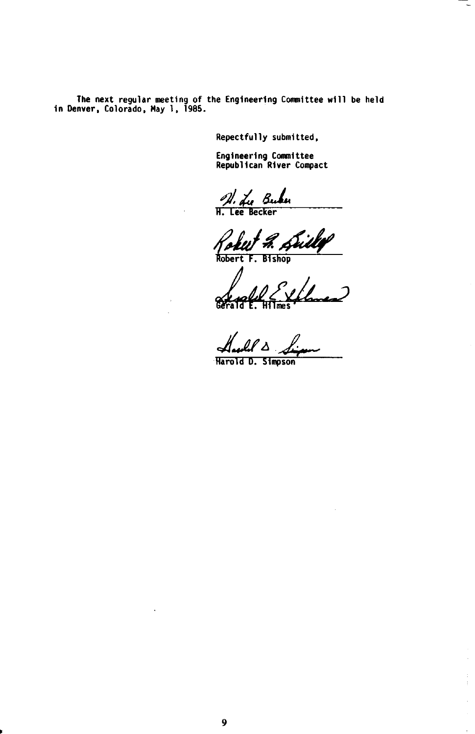The next regular meeting of the Engineering Committee will be held in Denver, Colorado, May 1, 1985.

Repectfully submitted,

Engineering Committee
Republican River Compact

H. Lee Becker

Robert F. Bishop

Gerald E. Hilmes

Harold D. Simpson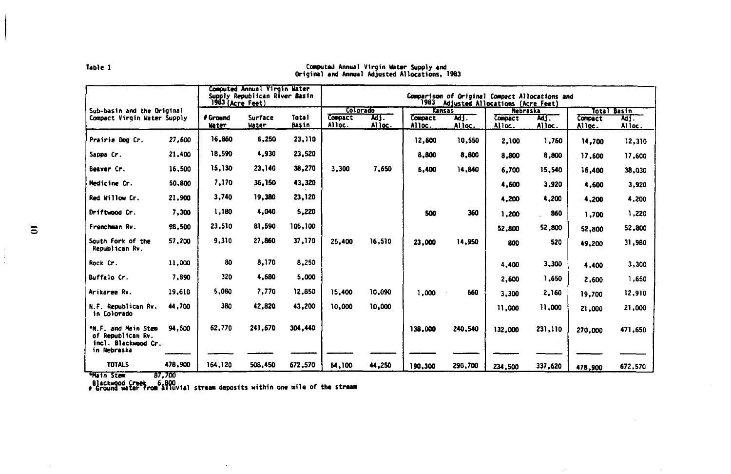Table 1

Computed Annual Virgin Water Supply and Original and Annual Adjusted Allocations, 1983

| Sub-basin and the Original Compact Virgin Water Supply | | Computed Annual Virgin Water Supply Republican River Basin 1983 (Acre Feet) | | | Comparison of Original Compact Allocations and 1983 Adjusted Allocations (Acre Feet) | | | | | | | |
|---|---|---|---|---|---|---|---|---|---|---|---|---|
| | | | | | Colorado | | Kansas | | Nebraska | | Total Basin | |
| | | # Ground Water | Surface Water | Total Basin | Compact Alloc. | Adj. Alloc. | Compact Alloc. | Adj. Alloc. | Compact Alloc. | Adj. Alloc. | Compact Alloc. | Adj. Alloc. |
| Prairie Dog Cr. | 27,600 | 16,860 | 6,250 | 23,110 | | | 12,600 | 10,550 | 2,100 | 1,760 | 14,700 | 12,310 |
| Sappa Cr. | 21,400 | 18,590 | 4,930 | 23,520 | | | 8,800 | 8,800 | 8,800 | 8,800 | 17,600 | 17,600 |
| Beaver Cr. | 16,500 | 15,130 | 23,140 | 38,270 | 3,300 | 7,650 | 6,400 | 14,840 | 6,700 | 15,540 | 16,400 | 38,030 |
| Medicine Cr. | 50,800 | 7,170 | 36,150 | 43,320 | | | | | 4,600 | 3,920 | 4,600 | 3,920 |
| Red Willow Cr. | 21,900 | 3,740 | 19,380 | 23,120 | | | | | 4,200 | 4,200 | 4,200 | 4,200 |
| Driftwood Cr. | 7,300 | 1,180 | 4,040 | 5,220 | | | 500 | 360 | 1,200 | 860 | 1,700 | 1,220 |
| Frenchman Rv. | 98,500 | 23,510 | 81,590 | 105,100 | | | | | 52,800 | 52,800 | 52,800 | 52,800 |
| South Fork of the Republican Rv. | 57,200 | 9,310 | 27,860 | 37,170 | 25,400 | 16,510 | 23,000 | 14,950 | 800 | 520 | 49,200 | 31,980 |
| Rock Cr. | 11,000 | 80 | 8,170 | 8,250 | | | | | 4,400 | 3,300 | 4,400 | 3,300 |
| Buffalo Cr. | 7,890 | 320 | 4,680 | 5,000 | | | | | 2,600 | 1,650 | 2,600 | 1,650 |
| Arikaree Rv. | 19,610 | 5,080 | 7,770 | 12,850 | 15,400 | 10,090 | 1,000 | 660 | 3,300 | 2,160 | 19,700 | 12,910 |
| N.F. Republican Rv. in Colorado | 44,700 | 380 | 42,820 | 43,200 | 10,000 | 10,000 | | | 11,000 | 11,000 | 21,000 | 21,000 |
| *N.F. and Main Stem of Republican Rv. incl. Blackwood Cr. in Nebraska | 94,500 | 62,770 | 241,670 | 304,440 | | | 138,000 | 240,540 | 132,000 | 231,110 | 270,000 | 471,650 |
| TOTALS | 478,900 | 164,120 | 508,450 | 672,570 | 54,100 | 44,250 | 190,300 | 290,700 | 234,500 | 337,620 | 478,900 | 672,570 |

*Main Stem 87,700
Blackwood Creek 6,800

\# Ground water from alluvial stream deposits within one mile of the stream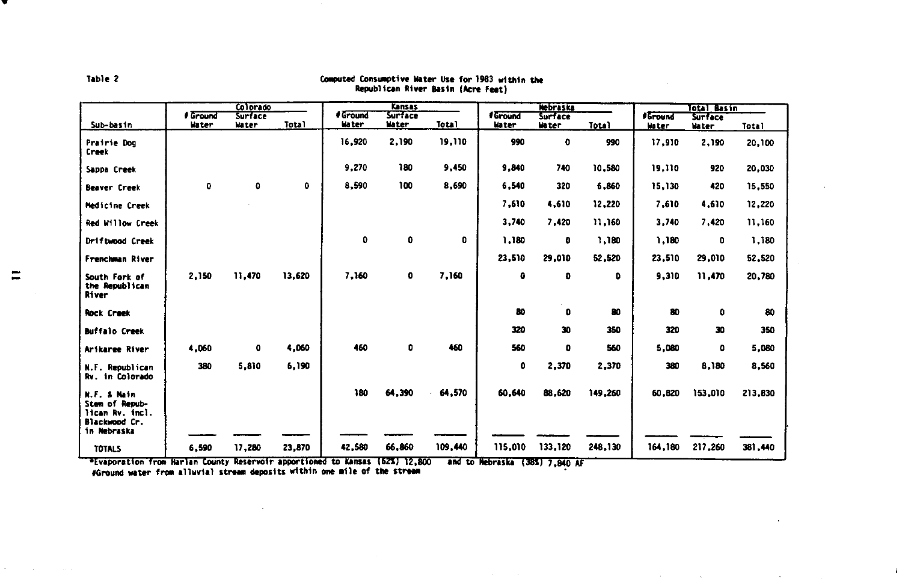Table 2

Computed Consumptive Water Use for 1983 within the Republican River Basin (Acre Feet)

| Sub-basin | Colorado | | | Kansas | | | Nebraska | | | Total Basin | | |
|---|---|---|---|---|---|---|---|---|---|---|---|---|
| | #Ground Water | Surface Water | Total | #Ground Water | Surface Water | Total | #Ground Water | Surface Water | Total | #Ground Water | Surface Water | Total |
| Prairie Dog Creek | | | | 16,920 | 2,190 | 19,110 | 990 | 0 | 990 | 17,910 | 2,190 | 20,100 |
| Sappa Creek | | | | 9,270 | 180 | 9,450 | 9,840 | 740 | 10,580 | 19,110 | 920 | 20,030 |
| Beaver Creek | 0 | 0 | 0 | 8,590 | 100 | 8,690 | 6,540 | 320 | 6,860 | 15,130 | 420 | 15,550 |
| Medicine Creek | | | | | | | 7,610 | 4,610 | 12,220 | 7,610 | 4,610 | 12,220 |
| Red Willow Creek | | | | | | | 3,740 | 7,420 | 11,160 | 3,740 | 7,420 | 11,160 |
| Driftwood Creek | | | | 0 | 0 | 0 | 1,180 | 0 | 1,180 | 1,180 | 0 | 1,180 |
| Frenchman River | | | | | | | 23,510 | 29,010 | 52,520 | 23,510 | 29,010 | 52,520 |
| South Fork of the Republican River | 2,150 | 11,470 | 13,620 | 7,160 | 0 | 7,160 | 0 | 0 | 0 | 9,310 | 11,470 | 20,780 |
| Rock Creek | | | | | | | 80 | 0 | 80 | 80 | 0 | 80 |
| Buffalo Creek | | | | | | | 320 | 30 | 350 | 320 | 30 | 350 |
| Arikaree River | 4,060 | 0 | 4,060 | 460 | 0 | 460 | 560 | 0 | 560 | 5,080 | 0 | 5,080 |
| N.F. Republican Rv. in Colorado | 380 | 5,810 | 6,190 | | | | 0 | 2,370 | 2,370 | 380 | 8,180 | 8,560 |
| N.F. & Main Stem of Republican Rv. incl. Blackwood Cr. in Nebraska | | | | 180 | 64,390 | 64,570 | 60,640 | 88,620 | 149,260 | 60,820 | 153,010 | 213,830 |
| TOTALS | 6,590 | 17,280 | 23,870 | 42,580 | 66,860 | 109,440 | 115,010 | 133,120 | 248,130 | 164,180 | 217,260 | 381,440 |

*Evaporation from Harlan County Reservoir apportioned to Kansas (62%) 12,800 and to Nebraska (38%) 7,840 AF

#Ground water from alluvial stream deposits within one mile of the stream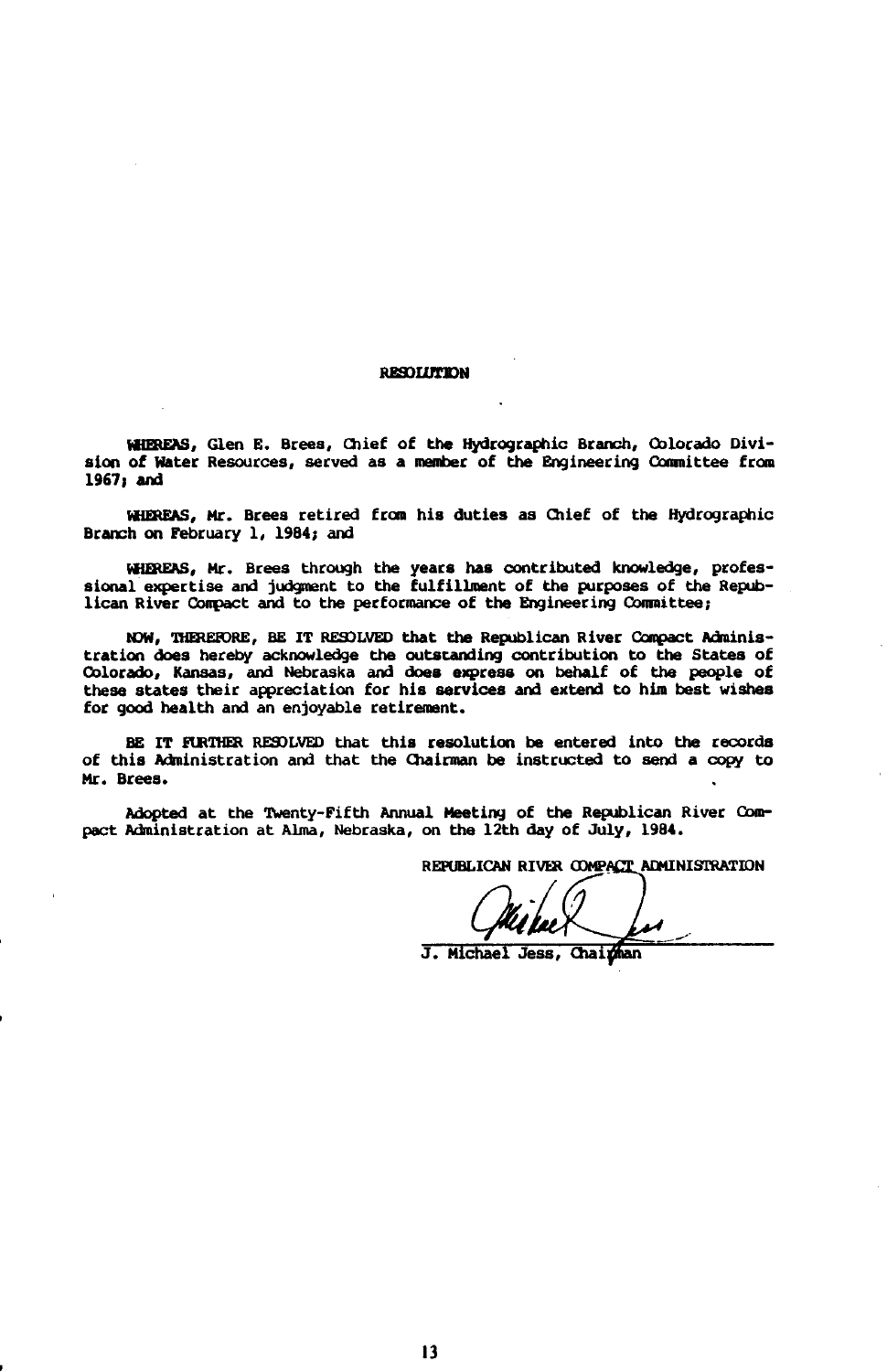# RESOLUTION

WHEREAS, Glen E. Brees, Chief of the Hydrographic Branch, Colorado Division of Water Resources, served as a member of the Engineering Committee from 1967; and

WHEREAS, Mr. Brees retired from his duties as Chief of the Hydrographic Branch on February 1, 1984; and

WHEREAS, Mr. Brees through the years has contributed knowledge, professional expertise and judgment to the fulfillment of the purposes of the Republican River Compact and to the performance of the Engineering Committee;

NOW, THEREFORE, BE IT RESOLVED that the Republican River Compact Administration does hereby acknowledge the outstanding contribution to the States of Colorado, Kansas, and Nebraska and does express on behalf of the people of these states their appreciation for his services and extend to him best wishes for good health and an enjoyable retirement.

BE IT FURTHER RESOLVED that this resolution be entered into the records of this Administration and that the Chairman be instructed to send a copy to Mr. Brees.

Adopted at the Twenty-Fifth Annual Meeting of the Republican River Compact Administration at Alma, Nebraska, on the 12th day of July, 1984.

REPUBLICAN RIVER COMPACT ADMINISTRATION

J. Michael Jess, Chairman